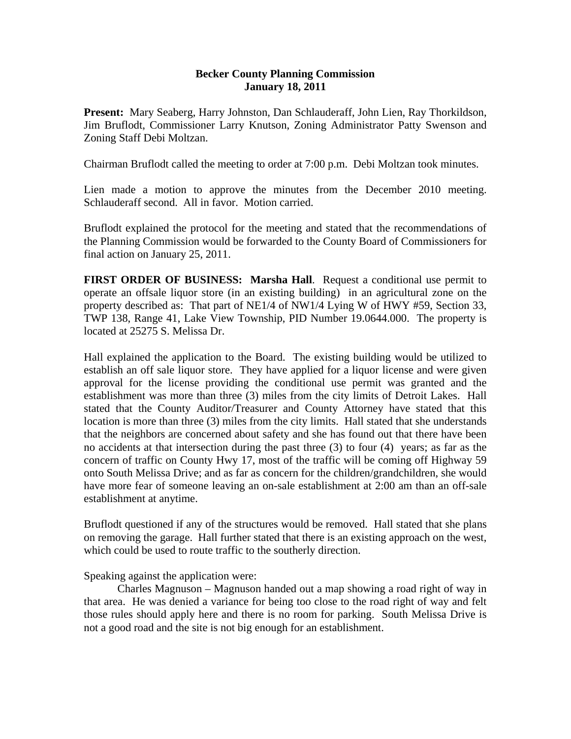**Becker County Planning Commission**
**January 18, 2011**

**Present:** Mary Seaberg, Harry Johnston, Dan Schlauderaff, John Lien, Ray Thorkildson, Jim Bruflodt, Commissioner Larry Knutson, Zoning Administrator Patty Swenson and Zoning Staff Debi Moltzan.

Chairman Bruflodt called the meeting to order at 7:00 p.m. Debi Moltzan took minutes.

Lien made a motion to approve the minutes from the December 2010 meeting. Schlauderaff second. All in favor. Motion carried.

Bruflodt explained the protocol for the meeting and stated that the recommendations of the Planning Commission would be forwarded to the County Board of Commissioners for final action on January 25, 2011.

**FIRST ORDER OF BUSINESS: Marsha Hall**. Request a conditional use permit to operate an offsale liquor store (in an existing building) in an agricultural zone on the property described as: That part of NE1/4 of NW1/4 Lying W of HWY #59, Section 33, TWP 138, Range 41, Lake View Township, PID Number 19.0644.000. The property is located at 25275 S. Melissa Dr.

Hall explained the application to the Board. The existing building would be utilized to establish an off sale liquor store. They have applied for a liquor license and were given approval for the license providing the conditional use permit was granted and the establishment was more than three (3) miles from the city limits of Detroit Lakes. Hall stated that the County Auditor/Treasurer and County Attorney have stated that this location is more than three (3) miles from the city limits. Hall stated that she understands that the neighbors are concerned about safety and she has found out that there have been no accidents at that intersection during the past three (3) to four (4) years; as far as the concern of traffic on County Hwy 17, most of the traffic will be coming off Highway 59 onto South Melissa Drive; and as far as concern for the children/grandchildren, she would have more fear of someone leaving an on-sale establishment at 2:00 am than an off-sale establishment at anytime.

Bruflodt questioned if any of the structures would be removed. Hall stated that she plans on removing the garage. Hall further stated that there is an existing approach on the west, which could be used to route traffic to the southerly direction.

Speaking against the application were:

Charles Magnuson – Magnuson handed out a map showing a road right of way in that area. He was denied a variance for being too close to the road right of way and felt those rules should apply here and there is no room for parking. South Melissa Drive is not a good road and the site is not big enough for an establishment.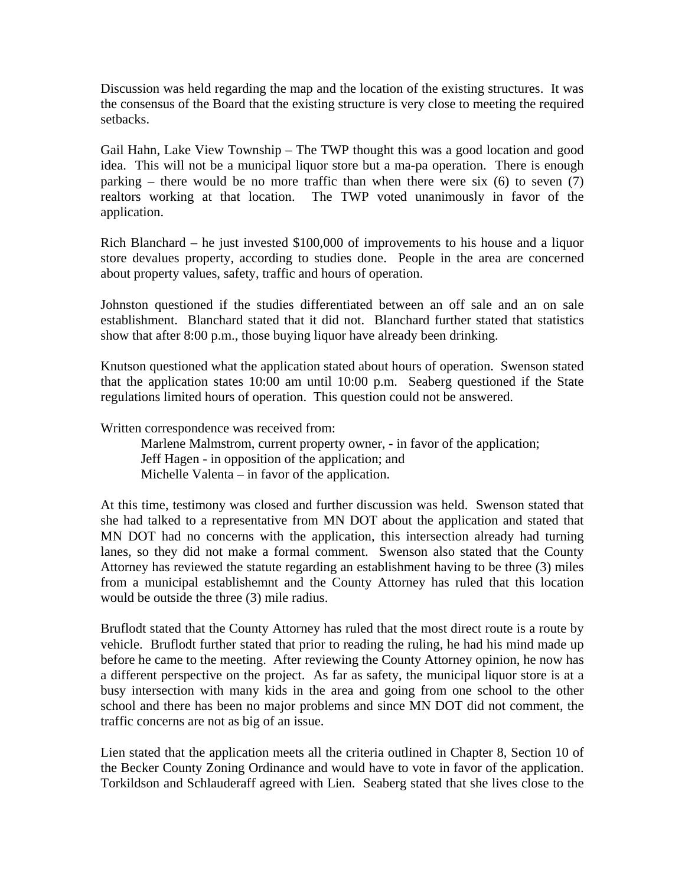Discussion was held regarding the map and the location of the existing structures. It was the consensus of the Board that the existing structure is very close to meeting the required setbacks.

Gail Hahn, Lake View Township – The TWP thought this was a good location and good idea. This will not be a municipal liquor store but a ma-pa operation. There is enough parking – there would be no more traffic than when there were six (6) to seven (7) realtors working at that location. The TWP voted unanimously in favor of the application.

Rich Blanchard – he just invested $100,000 of improvements to his house and a liquor store devalues property, according to studies done. People in the area are concerned about property values, safety, traffic and hours of operation.

Johnston questioned if the studies differentiated between an off sale and an on sale establishment. Blanchard stated that it did not. Blanchard further stated that statistics show that after 8:00 p.m., those buying liquor have already been drinking.

Knutson questioned what the application stated about hours of operation. Swenson stated that the application states 10:00 am until 10:00 p.m. Seaberg questioned if the State regulations limited hours of operation. This question could not be answered.

Written correspondence was received from:

Marlene Malmstrom, current property owner, - in favor of the application;
Jeff Hagen - in opposition of the application; and
Michelle Valenta – in favor of the application.

At this time, testimony was closed and further discussion was held. Swenson stated that she had talked to a representative from MN DOT about the application and stated that MN DOT had no concerns with the application, this intersection already had turning lanes, so they did not make a formal comment. Swenson also stated that the County Attorney has reviewed the statute regarding an establishment having to be three (3) miles from a municipal establishemnt and the County Attorney has ruled that this location would be outside the three (3) mile radius.

Bruflodt stated that the County Attorney has ruled that the most direct route is a route by vehicle. Bruflodt further stated that prior to reading the ruling, he had his mind made up before he came to the meeting. After reviewing the County Attorney opinion, he now has a different perspective on the project. As far as safety, the municipal liquor store is at a busy intersection with many kids in the area and going from one school to the other school and there has been no major problems and since MN DOT did not comment, the traffic concerns are not as big of an issue.

Lien stated that the application meets all the criteria outlined in Chapter 8, Section 10 of the Becker County Zoning Ordinance and would have to vote in favor of the application. Torkildson and Schlauderaff agreed with Lien. Seaberg stated that she lives close to the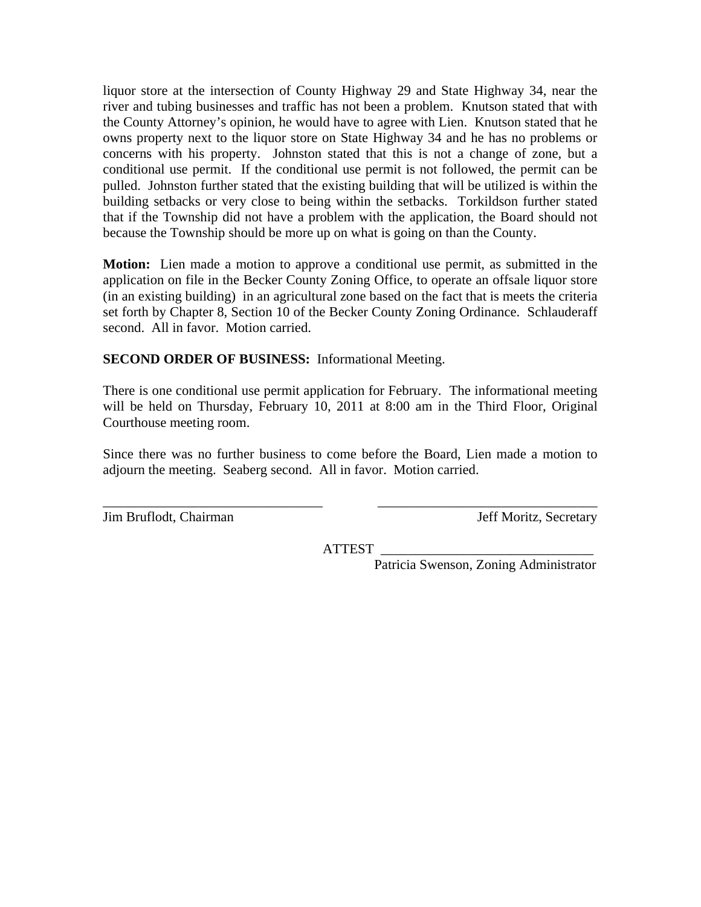liquor store at the intersection of County Highway 29 and State Highway 34, near the river and tubing businesses and traffic has not been a problem. Knutson stated that with the County Attorney's opinion, he would have to agree with Lien. Knutson stated that he owns property next to the liquor store on State Highway 34 and he has no problems or concerns with his property. Johnston stated that this is not a change of zone, but a conditional use permit. If the conditional use permit is not followed, the permit can be pulled. Johnston further stated that the existing building that will be utilized is within the building setbacks or very close to being within the setbacks. Torkildson further stated that if the Township did not have a problem with the application, the Board should not because the Township should be more up on what is going on than the County.

**Motion:** Lien made a motion to approve a conditional use permit, as submitted in the application on file in the Becker County Zoning Office, to operate an offsale liquor store (in an existing building) in an agricultural zone based on the fact that is meets the criteria set forth by Chapter 8, Section 10 of the Becker County Zoning Ordinance. Schlauderaff second. All in favor. Motion carried.

**SECOND ORDER OF BUSINESS:** Informational Meeting.

There is one conditional use permit application for February. The informational meeting will be held on Thursday, February 10, 2011 at 8:00 am in the Third Floor, Original Courthouse meeting room.

Since there was no further business to come before the Board, Lien made a motion to adjourn the meeting. Seaberg second. All in favor. Motion carried.

_______________________________ _______________________________

Jim Bruflodt, Chairman Jeff Moritz, Secretary

ATTEST _______________________________

Patricia Swenson, Zoning Administrator